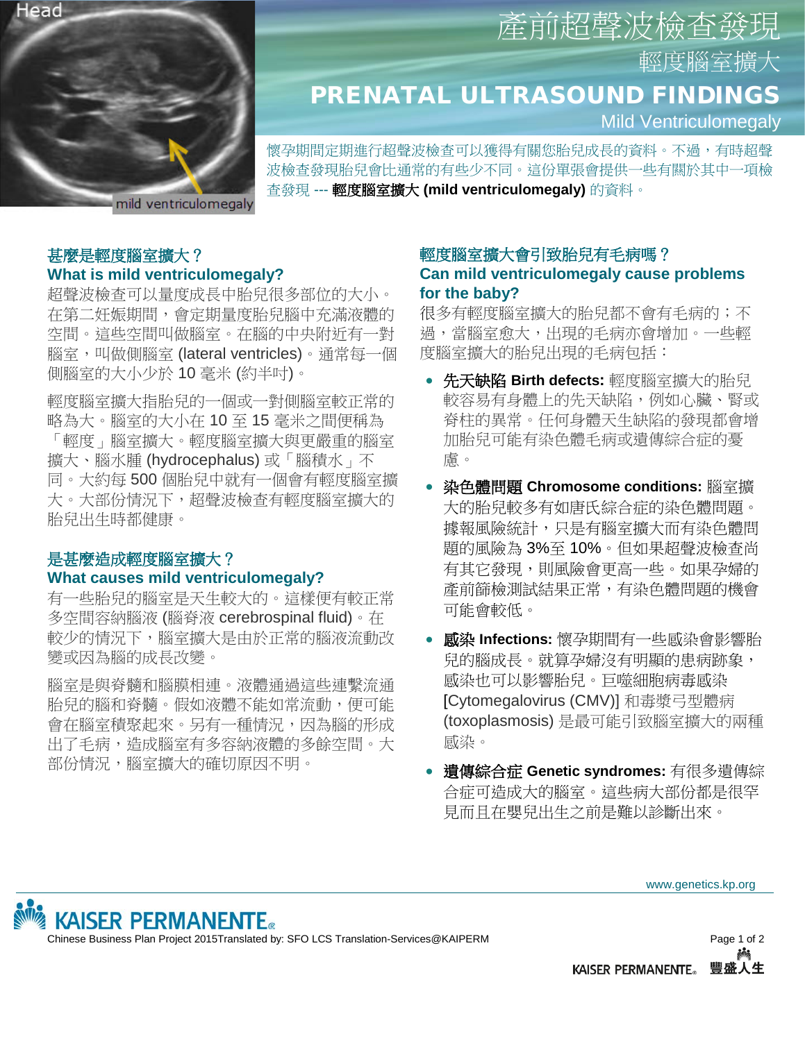# 產前超聲波檢查發現

## 輕度腦室擴大

# PRENATAL ULTRASOUND FINDINGS

## Mild Ventriculomegaly

懷孕期間定期進行超聲波檢查可以獲得有關您胎兒成長的資料。不過，有時超聲波檢查發現胎兒會比通常的有些少不同。這份單張會提供一些有關於其中一項檢查發現 --- **輕度腦室擴大 (mild ventriculomegaly)** 的資料。

### 甚麼是輕度腦室擴大？
### What is mild ventriculomegaly?

超聲波檢查可以量度成長中胎兒很多部位的大小。在第二妊娠期間，會定期量度胎兒腦中充滿液體的空間。這些空間叫做腦室。在腦的中央附近有一對腦室，叫做側腦室 (lateral ventricles)。通常每一個側腦室的大小少於 10 毫米 (約半吋)。

輕度腦室擴大指胎兒的一個或一對側腦室較正常的略為大。腦室的大小在 10 至 15 毫米之間便稱為「輕度」腦室擴大。輕度腦室擴大與更嚴重的腦室擴大、腦水腫 (hydrocephalus) 或「腦積水」不同。大約每 500 個胎兒中就有一個會有輕度腦室擴大。大部份情況下，超聲波檢查有輕度腦室擴大的胎兒出生時都健康。

### 是甚麼造成輕度腦室擴大？
### What causes mild ventriculomegaly?

有一些胎兒的腦室是天生較大的。這樣便有較正常多空間容納腦液 (腦脊液 cerebrospinal fluid)。在較少的情況下，腦室擴大是由於正常的腦液流動改變或因為腦的成長改變。

腦室是與脊髓和腦膜相連。液體通過這些連繫流通胎兒的腦和脊髓。假如液體不能如常流動，便可能會在腦室積聚起來。另有一種情況，因為腦的形成出了毛病，造成腦室有多容納液體的多餘空間。大部份情況，腦室擴大的確切原因不明。

### 輕度腦室擴大會引致胎兒有毛病嗎？
### Can mild ventriculomegaly cause problems for the baby?

很多有輕度腦室擴大的胎兒都不會有毛病的；不過，當腦室愈大，出現的毛病亦會增加。一些輕度腦室擴大的胎兒出現的毛病包括：

- **先天缺陷 Birth defects:** 輕度腦室擴大的胎兒較容易有身體上的先天缺陷，例如心臟、腎或脊柱的異常。任何身體天生缺陷的發現都會增加胎兒可能有染色體毛病或遺傳綜合症的憂慮。
- **染色體問題 Chromosome conditions:** 腦室擴大的胎兒較多有如唐氏綜合症的染色體問題。據報風險統計，只是有腦室擴大而有染色體問題的風險為 3%至 10%。但如果超聲波檢查尚有其它發現，則風險會更高一些。如果孕婦的產前篩檢測試結果正常，有染色體問題的機會可能會較低。
- **感染 Infections:** 懷孕期間有一些感染會影響胎兒的腦成長。就算孕婦沒有明顯的患病跡象，感染也可以影響胎兒。巨噬細胞病毒感染 [Cytomegalovirus (CMV)] 和毒漿弓型體病 (toxoplasmosis) 是最可能引致腦室擴大的兩種感染。
- **遺傳綜合症 Genetic syndromes:** 有很多遺傳綜合症可造成大的腦室。這些病大部份都是很罕見而且在嬰兒出生之前是難以診斷出來。

www.genetics.kp.org

Chinese Business Plan Project 2015Translated by: SFO LCS Translation-Services@KAIPERM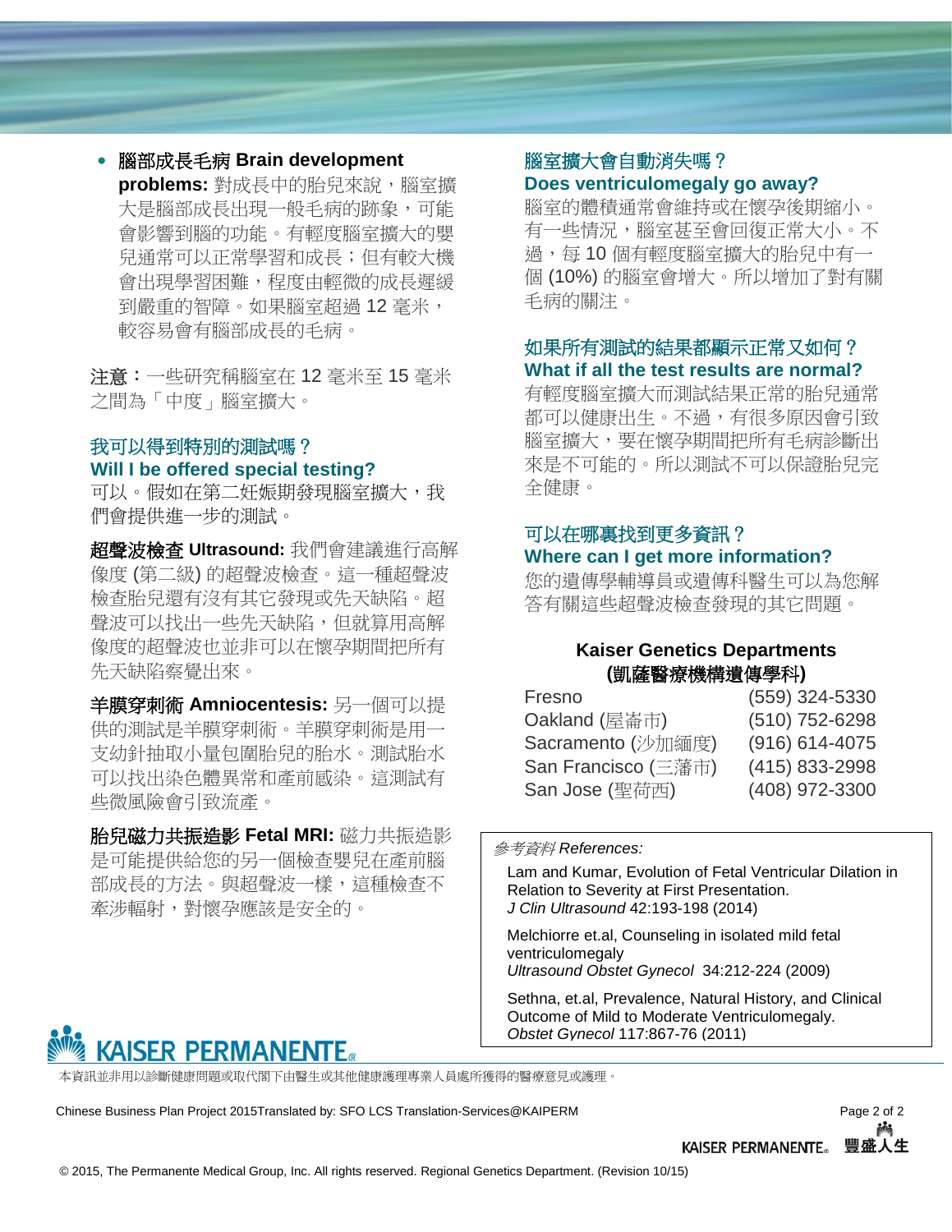- **腦部成長毛病 Brain development problems:** 對成長中的胎兒來說，腦室擴大是腦部成長出現一般毛病的跡象，可能會影響到腦的功能。有輕度腦室擴大的嬰兒通常可以正常學習和成長；但有較大機會出現學習困難，程度由輕微的成長遲緩到嚴重的智障。如果腦室超過 12 毫米，較容易會有腦部成長的毛病。

**注意：**一些研究稱腦室在 12 毫米至 15 毫米之間為「中度」腦室擴大。

## 我可以得到特別的測試嗎？
## Will I be offered special testing?

可以。假如在第二妊娠期發現腦室擴大，我們會提供進一步的測試。

**超聲波檢查 Ultrasound:** 我們會建議進行高解像度 (第二級) 的超聲波檢查。這一種超聲波檢查胎兒還有沒有其它發現或先天缺陷。超聲波可以找出一些先天缺陷，但就算用高解像度的超聲波也並非可以在懷孕期間把所有先天缺陷察覺出來。

**羊膜穿刺術 Amniocentesis:** 另一個可以提供的測試是羊膜穿刺術。羊膜穿刺術是用一支幼針抽取小量包圍胎兒的胎水。測試胎水可以找出染色體異常和產前感染。這測試有些微風險會引致流產。

**胎兒磁力共振造影 Fetal MRI:** 磁力共振造影是可能提供給您的另一個檢查嬰兒在產前腦部成長的方法。與超聲波一樣，這種檢查不牽涉輻射，對懷孕應該是安全的。

## 腦室擴大會自動消失嗎？
## Does ventriculomegaly go away?

腦室的體積通常會維持或在懷孕後期縮小。有一些情況，腦室甚至會回復正常大小。不過，每 10 個有輕度腦室擴大的胎兒中有一個 (10%) 的腦室會增大。所以增加了對有關毛病的關注。

## 如果所有測試的結果都顯示正常又如何？
## What if all the test results are normal?

有輕度腦室擴大而測試結果正常的胎兒通常都可以健康出生。不過，有很多原因會引致腦室擴大，要在懷孕期間把所有毛病診斷出來是不可能的。所以測試不可以保證胎兒完全健康。

## 可以在哪裏找到更多資訊？
## Where can I get more information?

您的遺傳學輔導員或遺傳科醫生可以為您解答有關這些超聲波檢查發現的其它問題。

### Kaiser Genetics Departments (凱薩醫療機構遺傳學科)

| | |
|---|---|
| Fresno | (559) 324-5330 |
| Oakland (屋崙市) | (510) 752-6298 |
| Sacramento (沙加緬度) | (916) 614-4075 |
| San Francisco (三藩市) | (415) 833-2998 |
| San Jose (聖荷西) | (408) 972-3300 |

*參考資料 References:*

Lam and Kumar, Evolution of Fetal Ventricular Dilation in Relation to Severity at First Presentation. *J Clin Ultrasound* 42:193-198 (2014)

Melchiorre et.al, Counseling in isolated mild fetal ventriculomegaly *Ultrasound Obstet Gynecol* 34:212-224 (2009)

Sethna, et.al, Prevalence, Natural History, and Clinical Outcome of Mild to Moderate Ventriculomegaly. *Obstet Gynecol* 117:867-76 (2011)

KAISER PERMANENTE®

本資訊並非用以診斷健康問題或取代閣下由醫生或其他健康護理專業人員處所獲得的醫療意見或護理。

Chinese Business Plan Project 2015Translated by: SFO LCS Translation-Services@KAIPERM

KAISER PERMANENTE® 豐盛人生

© 2015, The Permanente Medical Group, Inc. All rights reserved. Regional Genetics Department. (Revision 10/15)